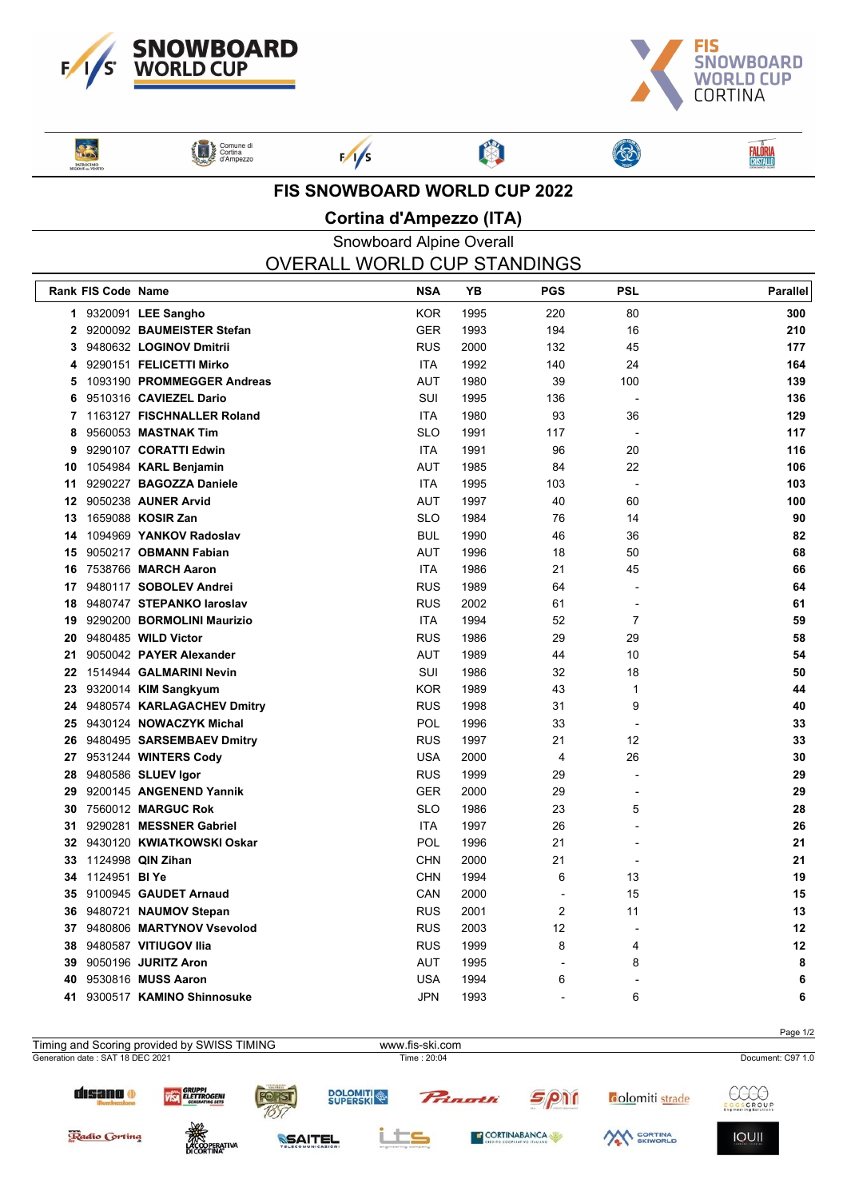# FIS SNOWBOARD WORLD CUP 2022

## Cortina d'Ampezzo (ITA)

### Snowboard Alpine Overall

## OVERALL WORLD CUP STANDINGS

| Rank | FIS Code | Name | NSA | YB | PGS | PSL | Parallel |
|---|---|---|---|---|---|---|---|
| 1 | 9320091 | **LEE Sangho** | KOR | 1995 | 220 | 80 | **300** |
| 2 | 9200092 | **BAUMEISTER Stefan** | GER | 1993 | 194 | 16 | **210** |
| 3 | 9480632 | **LOGINOV Dmitrii** | RUS | 2000 | 132 | 45 | **177** |
| 4 | 9290151 | **FELICETTI Mirko** | ITA | 1992 | 140 | 24 | **164** |
| 5 | 1093190 | **PROMMEGGER Andreas** | AUT | 1980 | 39 | 100 | **139** |
| 6 | 9510316 | **CAVIEZEL Dario** | SUI | 1995 | 136 | - | **136** |
| 7 | 1163127 | **FISCHNALLER Roland** | ITA | 1980 | 93 | 36 | **129** |
| 8 | 9560053 | **MASTNAK Tim** | SLO | 1991 | 117 | - | **117** |
| 9 | 9290107 | **CORATTI Edwin** | ITA | 1991 | 96 | 20 | **116** |
| 10 | 1054984 | **KARL Benjamin** | AUT | 1985 | 84 | 22 | **106** |
| 11 | 9290227 | **BAGOZZA Daniele** | ITA | 1995 | 103 | - | **103** |
| 12 | 9050238 | **AUNER Arvid** | AUT | 1997 | 40 | 60 | **100** |
| 13 | 1659088 | **KOSIR Zan** | SLO | 1984 | 76 | 14 | **90** |
| 14 | 1094969 | **YANKOV Radoslav** | BUL | 1990 | 46 | 36 | **82** |
| 15 | 9050217 | **OBMANN Fabian** | AUT | 1996 | 18 | 50 | **68** |
| 16 | 7538766 | **MARCH Aaron** | ITA | 1986 | 21 | 45 | **66** |
| 17 | 9480117 | **SOBOLEV Andrei** | RUS | 1989 | 64 | - | **64** |
| 18 | 9480747 | **STEPANKO Iaroslav** | RUS | 2002 | 61 | - | **61** |
| 19 | 9290200 | **BORMOLINI Maurizio** | ITA | 1994 | 52 | 7 | **59** |
| 20 | 9480485 | **WILD Victor** | RUS | 1986 | 29 | 29 | **58** |
| 21 | 9050042 | **PAYER Alexander** | AUT | 1989 | 44 | 10 | **54** |
| 22 | 1514944 | **GALMARINI Nevin** | SUI | 1986 | 32 | 18 | **50** |
| 23 | 9320014 | **KIM Sangkyum** | KOR | 1989 | 43 | 1 | **44** |
| 24 | 9480574 | **KARLAGACHEV Dmitry** | RUS | 1998 | 31 | 9 | **40** |
| 25 | 9430124 | **NOWACZYK Michal** | POL | 1996 | 33 | - | **33** |
| 26 | 9480495 | **SARSEMBAEV Dmitry** | RUS | 1997 | 21 | 12 | **33** |
| 27 | 9531244 | **WINTERS Cody** | USA | 2000 | 4 | 26 | **30** |
| 28 | 9480586 | **SLUEV Igor** | RUS | 1999 | 29 | - | **29** |
| 29 | 9200145 | **ANGENEND Yannik** | GER | 2000 | 29 | - | **29** |
| 30 | 7560012 | **MARGUC Rok** | SLO | 1986 | 23 | 5 | **28** |
| 31 | 9290281 | **MESSNER Gabriel** | ITA | 1997 | 26 | - | **26** |
| 32 | 9430120 | **KWIATKOWSKI Oskar** | POL | 1996 | 21 | - | **21** |
| 33 | 1124998 | **QIN Zihan** | CHN | 2000 | 21 | - | **21** |
| 34 | 1124951 | **BI Ye** | CHN | 1994 | 6 | 13 | **19** |
| 35 | 9100945 | **GAUDET Arnaud** | CAN | 2000 | - | 15 | **15** |
| 36 | 9480721 | **NAUMOV Stepan** | RUS | 2001 | 2 | 11 | **13** |
| 37 | 9480806 | **MARTYNOV Vsevolod** | RUS | 2003 | 12 | - | **12** |
| 38 | 9480587 | **VITIUGOV Ilia** | RUS | 1999 | 8 | 4 | **12** |
| 39 | 9050196 | **JURITZ Aron** | AUT | 1995 | - | 8 | **8** |
| 40 | 9530816 | **MUSS Aaron** | USA | 1994 | 6 | - | **6** |
| 41 | 9300517 | **KAMINO Shinnosuke** | JPN | 1993 | - | 6 | **6** |

Timing and Scoring provided by SWISS TIMING — www.fis-ski.com

Generation date : SAT 18 DEC 2021 — Time : 20:04 — Document: C97 1.0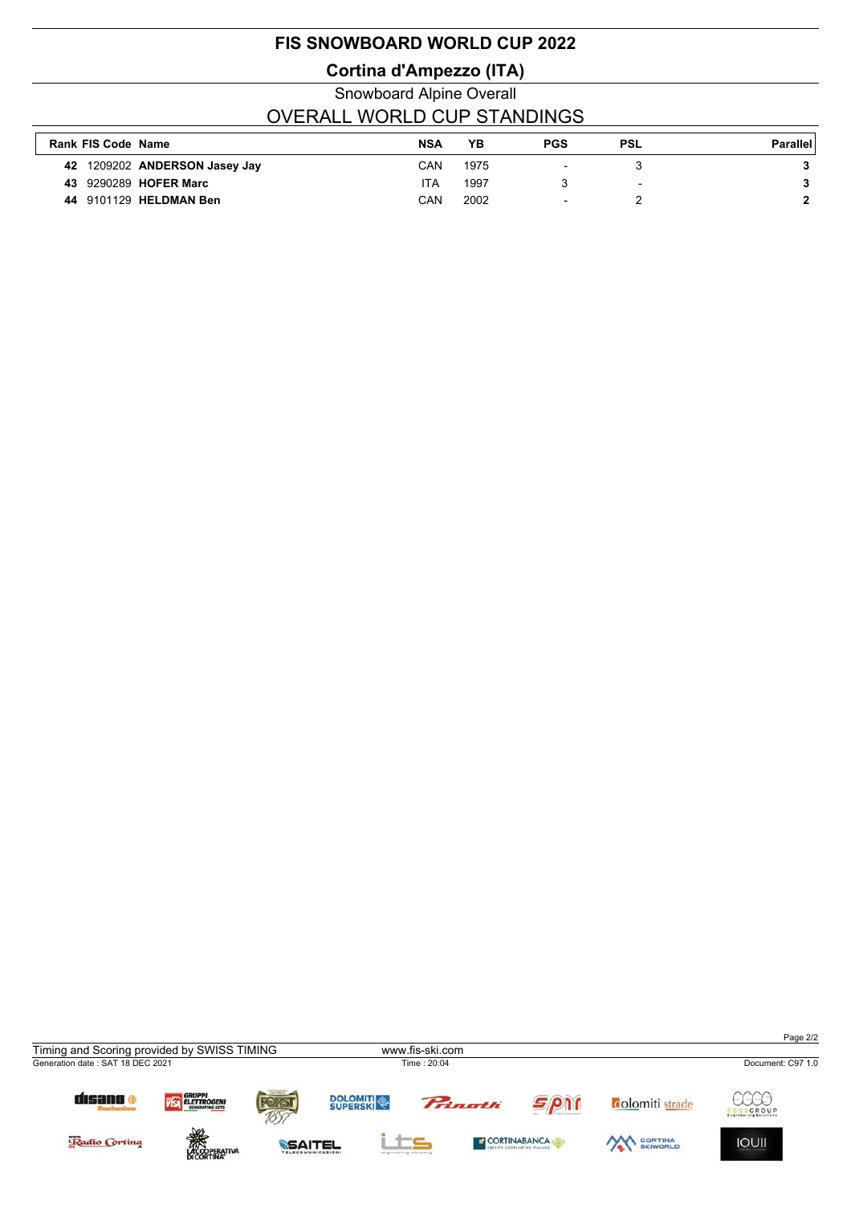# FIS SNOWBOARD WORLD CUP 2022

## Cortina d'Ampezzo (ITA)

### Snowboard Alpine Overall

### OVERALL WORLD CUP STANDINGS

| Rank | FIS Code | Name | NSA | YB | PGS | PSL | Parallel |
|---|---|---|---|---|---|---|---|
| **42** | 1209202 | **ANDERSON Jasey Jay** | CAN | 1975 | - | 3 | **3** |
| **43** | 9290289 | **HOFER Marc** | ITA | 1997 | 3 | - | **3** |
| **44** | 9101129 | **HELDMAN Ben** | CAN | 2002 | - | 2 | **2** |

Timing and Scoring provided by SWISS TIMING

www.fis-ski.com

Generation date : SAT 18 DEC 2021

Time : 20:04

Document: C97 1.0